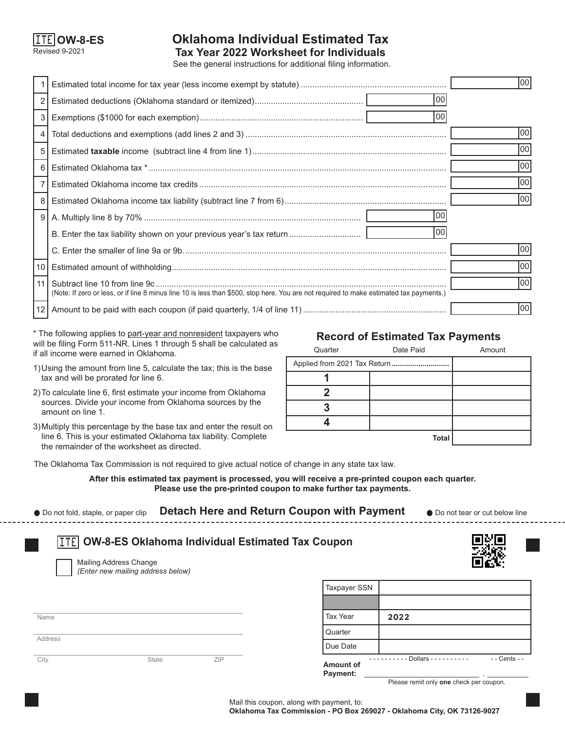ITE **OW-8-ES**
Revised 9-2021

# Oklahoma Individual Estimated Tax
## Tax Year 2022 Worksheet for Individuals

See the general instructions for additional filing information.

| Line | Description | | |
|---|---|---|---|
| 1 | Estimated total income for tax year (less income exempt by statute) | | 00 |
| 2 | Estimated deductions (Oklahoma standard or itemized) | 00 | |
| 3 | Exemptions ($1000 for each exemption) | 00 | |
| 4 | Total deductions and exemptions (add lines 2 and 3) | | 00 |
| 5 | Estimated **taxable** income (subtract line 4 from line 1) | | 00 |
| 6 | Estimated Oklahoma tax * | | 00 |
| 7 | Estimated Oklahoma income tax credits | | 00 |
| 8 | Estimated Oklahoma income tax liability (subtract line 7 from 6) | | 00 |
| 9 | A. Multiply line 8 by 70% | 00 | |
| | B. Enter the tax liability shown on your previous year's tax return | 00 | |
| | C. Enter the smaller of line 9a or 9b. | | 00 |
| 10 | Estimated amount of withholding | | 00 |
| 11 | Subtract line 10 from line 9c (Note: If zero or less, or if line 8 minus line 10 is less than $500, stop here. You are not required to make estimated tax payments.) | | 00 |
| 12 | Amount to be paid with each coupon (if paid quarterly, 1/4 of line 11) | | 00 |

* The following applies to part-year and nonresident taxpayers who will be filing Form 511-NR. Lines 1 through 5 shall be calculated as if all income were earned in Oklahoma.

1) Using the amount from line 5, calculate the tax; this is the base tax and will be prorated for line 6.
2) To calculate line 6, first estimate your income from Oklahoma sources. Divide your income from Oklahoma sources by the amount on line 1.
3) Multiply this percentage by the base tax and enter the result on line 6. This is your estimated Oklahoma tax liability. Complete the remainder of the worksheet as directed.

### Record of Estimated Tax Payments

| Quarter | Date Paid | Amount |
|---|---|---|
| Applied from 2021 Tax Return | | |
| 1 | | |
| 2 | | |
| 3 | | |
| 4 | | |
| | Total | |

The Oklahoma Tax Commission is not required to give actual notice of change in any state tax law.

**After this estimated tax payment is processed, you will receive a pre-printed coupon each quarter. Please use the pre-printed coupon to make further tax payments.**

● Do not fold, staple, or paper clip **Detach Here and Return Coupon with Payment** ● Do not tear or cut below line

---

## ITE OW-8-ES Oklahoma Individual Estimated Tax Coupon

☐ Mailing Address Change
*(Enter new mailing address below)*

Name

Address

City State ZIP

| | |
|---|---|
| Taxpayer SSN | |
| | |
| Tax Year | 2022 |
| Quarter | |
| Due Date | |

**Amount of Payment:** ---------- Dollars ---------- . -- Cents --

Please remit only **one** check per coupon.

Mail this coupon, along with payment, to:
**Oklahoma Tax Commission - PO Box 269027 - Oklahoma City, OK 73126-9027**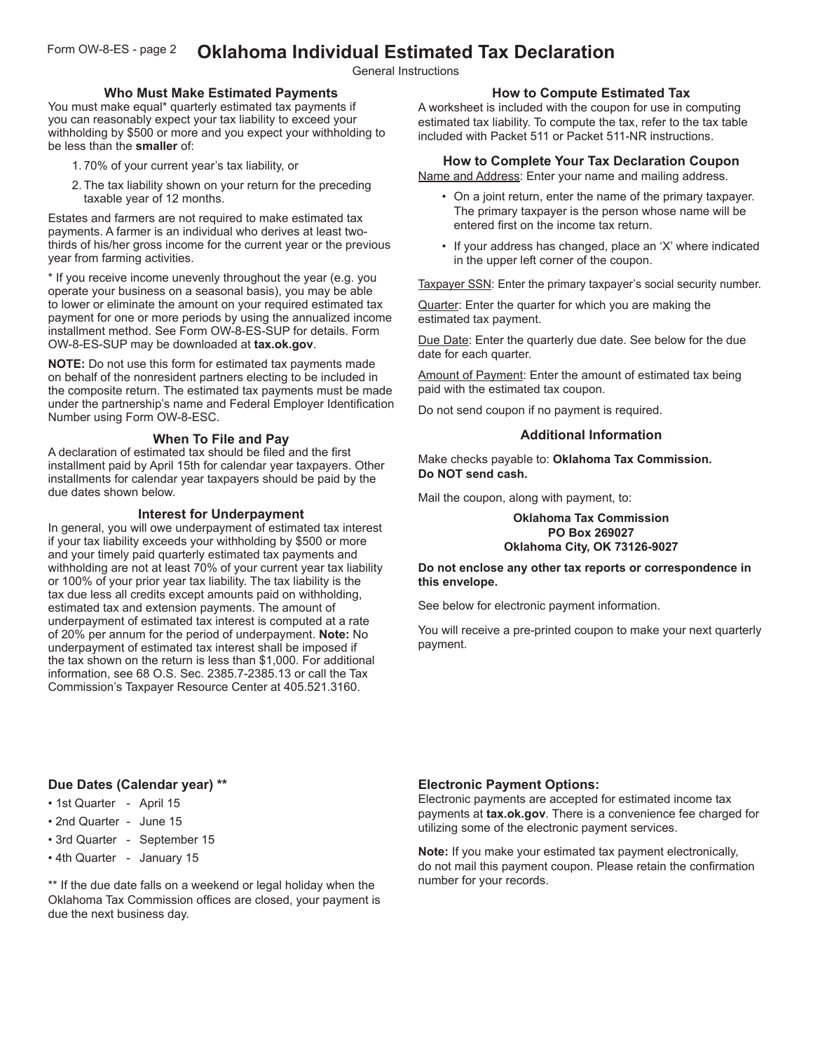# Oklahoma Individual Estimated Tax Declaration

General Instructions

### Who Must Make Estimated Payments

You must make equal* quarterly estimated tax payments if you can reasonably expect your tax liability to exceed your withholding by $500 or more and you expect your withholding to be less than the **smaller** of:

1. 70% of your current year's tax liability, or
2. The tax liability shown on your return for the preceding taxable year of 12 months.

Estates and farmers are not required to make estimated tax payments. A farmer is an individual who derives at least two-thirds of his/her gross income for the current year or the previous year from farming activities.

* If you receive income unevenly throughout the year (e.g. you operate your business on a seasonal basis), you may be able to lower or eliminate the amount on your required estimated tax payment for one or more periods by using the annualized income installment method. See Form OW-8-ES-SUP for details. Form OW-8-ES-SUP may be downloaded at **tax.ok.gov**.

**NOTE:** Do not use this form for estimated tax payments made on behalf of the nonresident partners electing to be included in the composite return. The estimated tax payments must be made under the partnership's name and Federal Employer Identification Number using Form OW-8-ESC.

### When To File and Pay

A declaration of estimated tax should be filed and the first installment paid by April 15th for calendar year taxpayers. Other installments for calendar year taxpayers should be paid by the due dates shown below.

### Interest for Underpayment

In general, you will owe underpayment of estimated tax interest if your tax liability exceeds your withholding by $500 or more and your timely paid quarterly estimated tax payments and withholding are not at least 70% of your current year tax liability or 100% of your prior year tax liability. The tax liability is the tax due less all credits except amounts paid on withholding, estimated tax and extension payments. The amount of underpayment of estimated tax interest is computed at a rate of 20% per annum for the period of underpayment. **Note:** No underpayment of estimated tax interest shall be imposed if the tax shown on the return is less than $1,000. For additional information, see 68 O.S. Sec. 2385.7-2385.13 or call the Tax Commission's Taxpayer Resource Center at 405.521.3160.

### How to Compute Estimated Tax

A worksheet is included with the coupon for use in computing estimated tax liability. To compute the tax, refer to the tax table included with Packet 511 or Packet 511-NR instructions.

### How to Complete Your Tax Declaration Coupon

Name and Address: Enter your name and mailing address.

- On a joint return, enter the name of the primary taxpayer. The primary taxpayer is the person whose name will be entered first on the income tax return.
- If your address has changed, place an 'X' where indicated in the upper left corner of the coupon.

Taxpayer SSN: Enter the primary taxpayer's social security number.

Quarter: Enter the quarter for which you are making the estimated tax payment.

Due Date: Enter the quarterly due date. See below for the due date for each quarter.

Amount of Payment: Enter the amount of estimated tax being paid with the estimated tax coupon.

Do not send coupon if no payment is required.

### Additional Information

Make checks payable to: **Oklahoma Tax Commission. Do NOT send cash.**

Mail the coupon, along with payment, to:

**Oklahoma Tax Commission**
**PO Box 269027**
**Oklahoma City, OK 73126-9027**

**Do not enclose any other tax reports or correspondence in this envelope.**

See below for electronic payment information.

You will receive a pre-printed coupon to make your next quarterly payment.

### Due Dates (Calendar year) **

- 1st Quarter - April 15
- 2nd Quarter - June 15
- 3rd Quarter - September 15
- 4th Quarter - January 15

** If the due date falls on a weekend or legal holiday when the Oklahoma Tax Commission offices are closed, your payment is due the next business day.

### Electronic Payment Options:

Electronic payments are accepted for estimated income tax payments at **tax.ok.gov**. There is a convenience fee charged for utilizing some of the electronic payment services.

**Note:** If you make your estimated tax payment electronically, do not mail this payment coupon. Please retain the confirmation number for your records.